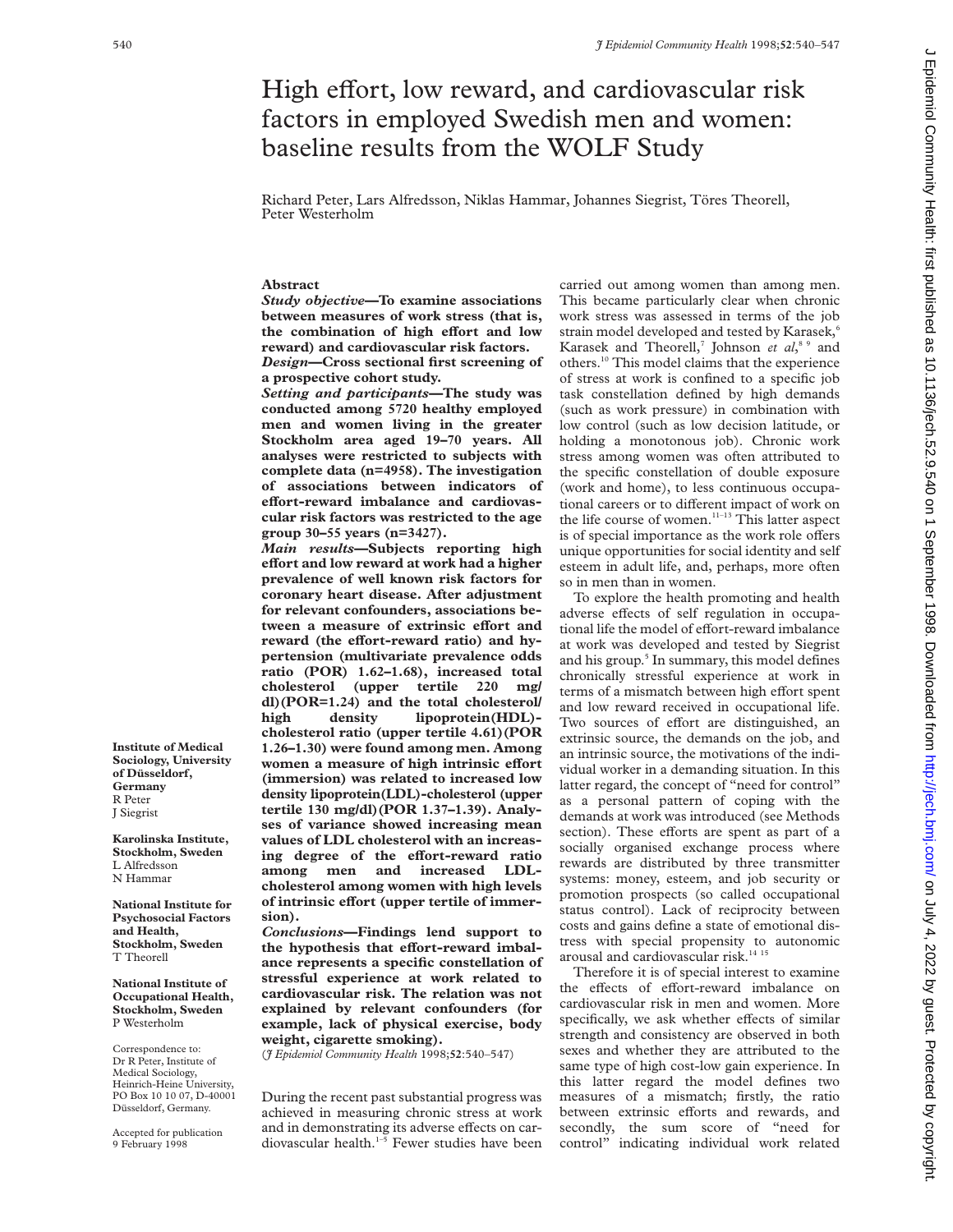# High effort, low reward, and cardiovascular risk factors in employed Swedish men and women: baseline results from the WOLF Study

Richard Peter, Lars Alfredsson, Niklas Hammar, Johannes Siegrist, Töres Theorell, Peter Westerholm

**Institute of Medical Sociology, University of Düsseldorf, Germany**
R Peter
J Siegrist

**Karolinska Institute, Stockholm, Sweden**
L Alfredsson
N Hammar

**National Institute for Psychosocial Factors and Health, Stockholm, Sweden**
T Theorell

**National Institute of Occupational Health, Stockholm, Sweden**
P Westerholm

Correspondence to: Dr R Peter, Institute of Medical Sociology, Heinrich-Heine University, PO Box 10 10 07, D-40001 Düsseldorf, Germany.

Accepted for publication 9 February 1998

## Abstract

***Study objective*—To examine associations between measures of work stress (that is, the combination of high effort and low reward) and cardiovascular risk factors.**

***Design*—Cross sectional first screening of a prospective cohort study.**

***Setting and participants*—The study was conducted among 5720 healthy employed men and women living in the greater Stockholm area aged 19–70 years. All analyses were restricted to subjects with complete data (n=4958). The investigation of associations between indicators of effort-reward imbalance and cardiovascular risk factors was restricted to the age group 30–55 years (n=3427).**

***Main results*—Subjects reporting high effort and low reward at work had a higher prevalence of well known risk factors for coronary heart disease. After adjustment for relevant confounders, associations between a measure of extrinsic effort and reward (the effort-reward ratio) and hypertension (multivariate prevalence odds ratio (POR) 1.62–1.68), increased total cholesterol (upper tertile 220 mg/dl)(POR=1.24) and the total cholesterol/high density lipoprotein(HDL)-cholesterol ratio (upper tertile 4.61)(POR 1.26–1.30) were found among men. Among women a measure of high intrinsic effort (immersion) was related to increased low density lipoprotein(LDL)-cholesterol (upper tertile 130 mg/dl)(POR 1.37–1.39). Analyses of variance showed increasing mean values of LDL cholesterol with an increasing degree of the effort-reward ratio among men and increased LDL-cholesterol among women with high levels of intrinsic effort (upper tertile of immersion).**

***Conclusions*—Findings lend support to the hypothesis that effort-reward imbalance represents a specific constellation of stressful experience at work related to cardiovascular risk. The relation was not explained by relevant confounders (for example, lack of physical exercise, body weight, cigarette smoking).**

(*J Epidemiol Community Health* 1998;**52**:540–547)

During the recent past substantial progress was achieved in measuring chronic stress at work and in demonstrating its adverse effects on cardiovascular health.[1–5] Fewer studies have been carried out among women than among men. This became particularly clear when chronic work stress was assessed in terms of the job strain model developed and tested by Karasek,[6] Karasek and Theorell,[7] Johnson *et al*,[8 9] and others.[10] This model claims that the experience of stress at work is confined to a specific job task constellation defined by high demands (such as work pressure) in combination with low control (such as low decision latitude, or holding a monotonous job). Chronic work stress among women was often attributed to the specific constellation of double exposure (work and home), to less continuous occupational careers or to different impact of work on the life course of women.[11–13] This latter aspect is of special importance as the work role offers unique opportunities for social identity and self esteem in adult life, and, perhaps, more often so in men than in women.

To explore the health promoting and health adverse effects of self regulation in occupational life the model of effort-reward imbalance at work was developed and tested by Siegrist and his group.[5] In summary, this model defines chronically stressful experience at work in terms of a mismatch between high effort spent and low reward received in occupational life. Two sources of effort are distinguished, an extrinsic source, the demands on the job, and an intrinsic source, the motivations of the individual worker in a demanding situation. In this latter regard, the concept of "need for control" as a personal pattern of coping with the demands at work was introduced (see Methods section). These efforts are spent as part of a socially organised exchange process where rewards are distributed by three transmitter systems: money, esteem, and job security or promotion prospects (so called occupational status control). Lack of reciprocity between costs and gains define a state of emotional distress with special propensity to autonomic arousal and cardiovascular risk.[14 15]

Therefore it is of special interest to examine the effects of effort-reward imbalance on cardiovascular risk in men and women. More specifically, we ask whether effects of similar strength and consistency are observed in both sexes and whether they are attributed to the same type of high cost-low gain experience. In this latter regard the model defines two measures of a mismatch; firstly, the ratio between extrinsic efforts and rewards, and secondly, the sum score of "need for control" indicating individual work related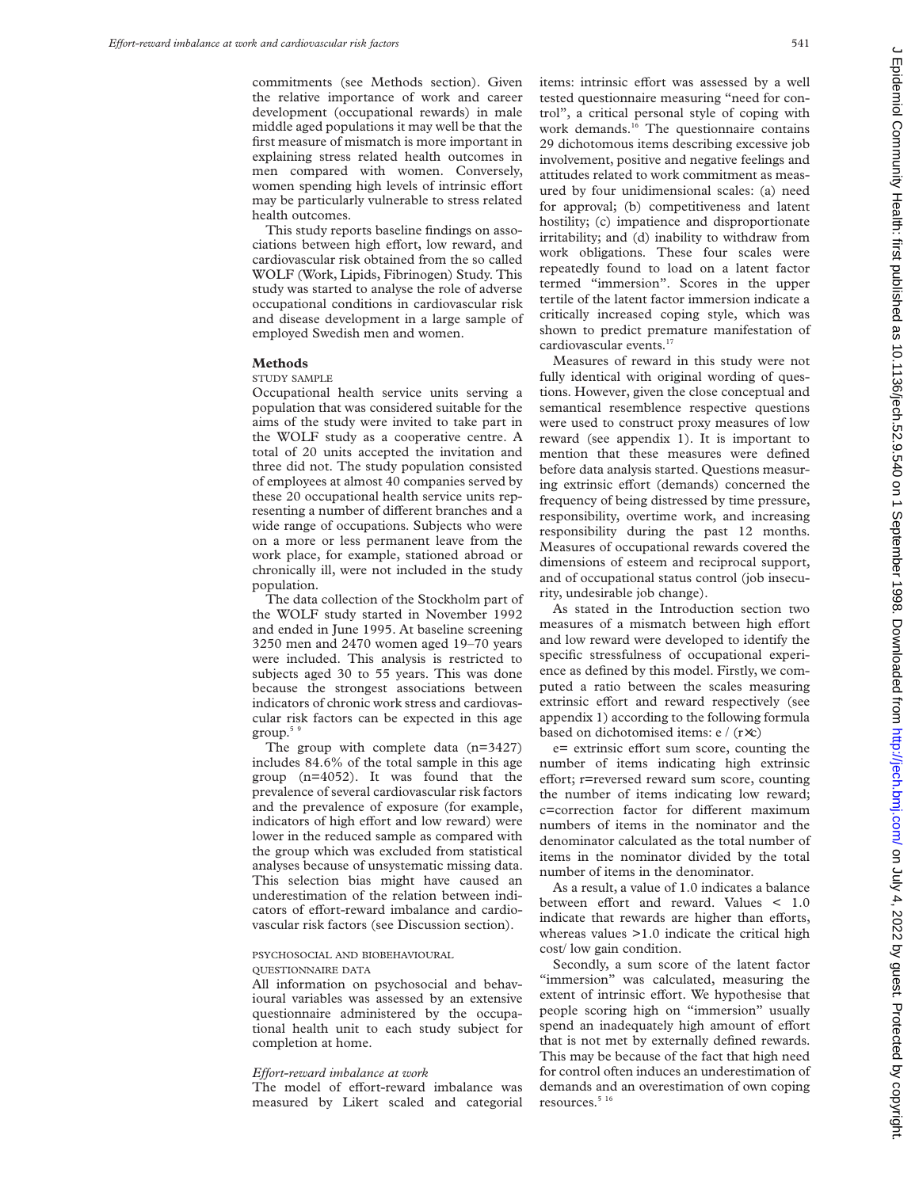commitments (see Methods section). Given the relative importance of work and career development (occupational rewards) in male middle aged populations it may well be that the first measure of mismatch is more important in explaining stress related health outcomes in men compared with women. Conversely, women spending high levels of intrinsic effort may be particularly vulnerable to stress related health outcomes.

This study reports baseline findings on associations between high effort, low reward, and cardiovascular risk obtained from the so called WOLF (Work, Lipids, Fibrinogen) Study. This study was started to analyse the role of adverse occupational conditions in cardiovascular risk and disease development in a large sample of employed Swedish men and women.

## Methods

### STUDY SAMPLE

Occupational health service units serving a population that was considered suitable for the aims of the study were invited to take part in the WOLF study as a cooperative centre. A total of 20 units accepted the invitation and three did not. The study population consisted of employees at almost 40 companies served by these 20 occupational health service units representing a number of different branches and a wide range of occupations. Subjects who were on a more or less permanent leave from the work place, for example, stationed abroad or chronically ill, were not included in the study population.

The data collection of the Stockholm part of the WOLF study started in November 1992 and ended in June 1995. At baseline screening 3250 men and 2470 women aged 19–70 years were included. This analysis is restricted to subjects aged 30 to 55 years. This was done because the strongest associations between indicators of chronic work stress and cardiovascular risk factors can be expected in this age group.[5 9]

The group with complete data (n=3427) includes 84.6% of the total sample in this age group (n=4052). It was found that the prevalence of several cardiovascular risk factors and the prevalence of exposure (for example, indicators of high effort and low reward) were lower in the reduced sample as compared with the group which was excluded from statistical analyses because of unsystematic missing data. This selection bias might have caused an underestimation of the relation between indicators of effort-reward imbalance and cardiovascular risk factors (see Discussion section).

### PSYCHOSOCIAL AND BIOBEHAVIOURAL QUESTIONNAIRE DATA

All information on psychosocial and behavioural variables was assessed by an extensive questionnaire administered by the occupational health unit to each study subject for completion at home.

#### *Effort-reward imbalance at work*

The model of effort-reward imbalance was measured by Likert scaled and categorial items: intrinsic effort was assessed by a well tested questionnaire measuring "need for control", a critical personal style of coping with work demands.[16] The questionnaire contains 29 dichotomous items describing excessive job involvement, positive and negative feelings and attitudes related to work commitment as measured by four unidimensional scales: (a) need for approval; (b) competitiveness and latent hostility; (c) impatience and disproportionate irritability; and (d) inability to withdraw from work obligations. These four scales were repeatedly found to load on a latent factor termed "immersion". Scores in the upper tertile of the latent factor immersion indicate a critically increased coping style, which was shown to predict premature manifestation of cardiovascular events.[17]

Measures of reward in this study were not fully identical with original wording of questions. However, given the close conceptual and semantical resemblence respective questions were used to construct proxy measures of low reward (see appendix 1). It is important to mention that these measures were defined before data analysis started. Questions measuring extrinsic effort (demands) concerned the frequency of being distressed by time pressure, responsibility, overtime work, and increasing responsibility during the past 12 months. Measures of occupational rewards covered the dimensions of esteem and reciprocal support, and of occupational status control (job insecurity, undesirable job change).

As stated in the Introduction section two measures of a mismatch between high effort and low reward were developed to identify the specific stressfulness of occupational experience as defined by this model. Firstly, we computed a ratio between the scales measuring extrinsic effort and reward respectively (see appendix 1) according to the following formula based on dichotomised items: $e / (r \times c)$

e= extrinsic effort sum score, counting the number of items indicating high extrinsic effort; r=reversed reward sum score, counting the number of items indicating low reward; c=correction factor for different maximum numbers of items in the nominator and the denominator calculated as the total number of items in the nominator divided by the total number of items in the denominator.

As a result, a value of 1.0 indicates a balance between effort and reward. Values < 1.0 indicate that rewards are higher than efforts, whereas values >1.0 indicate the critical high cost/ low gain condition.

Secondly, a sum score of the latent factor "immersion" was calculated, measuring the extent of intrinsic effort. We hypothesise that people scoring high on "immersion" usually spend an inadequately high amount of effort that is not met by externally defined rewards. This may be because of the fact that high need for control often induces an underestimation of demands and an overestimation of own coping resources.[5 16]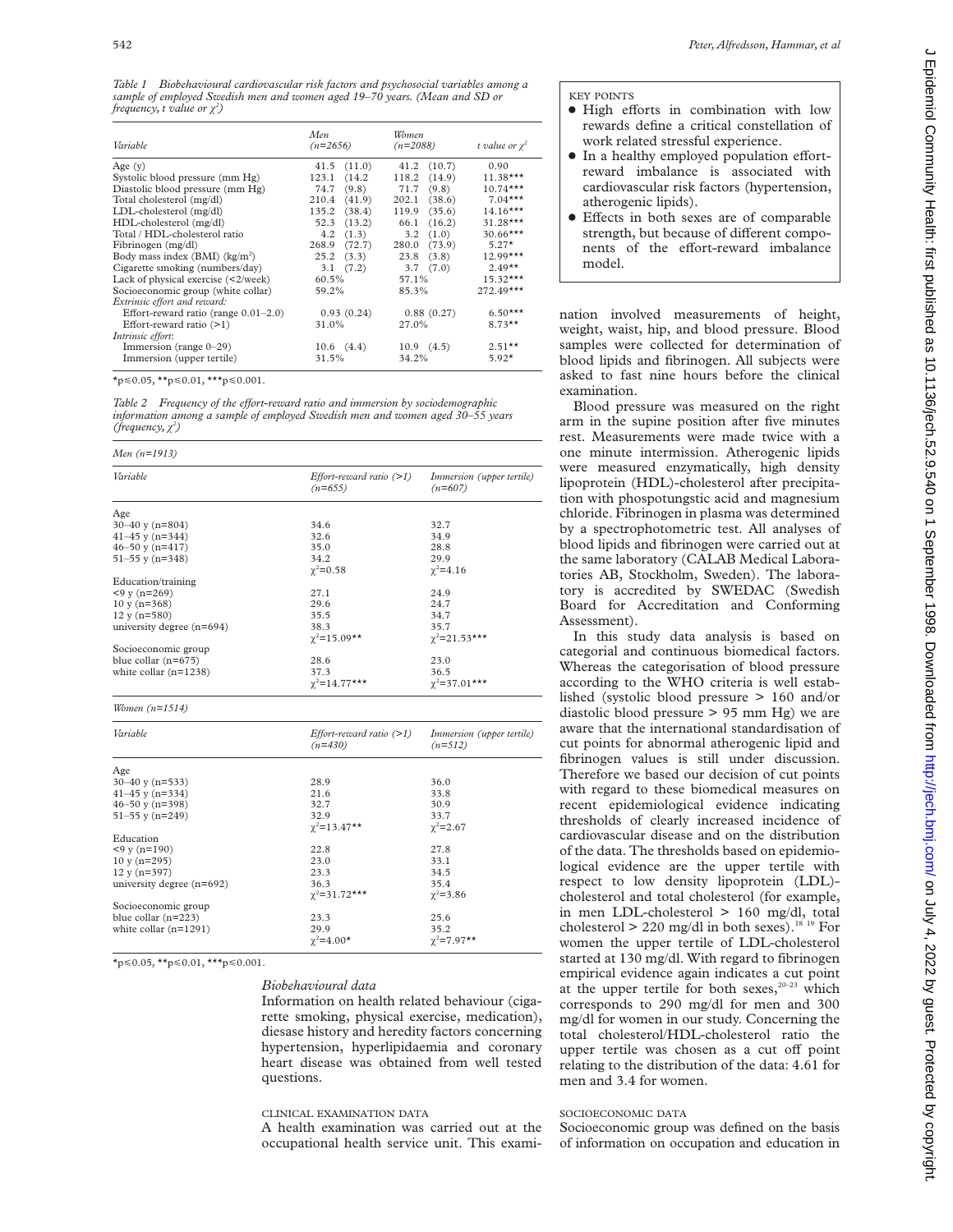*Table 1 Biobehavioural cardiovascular risk factors and psychosocial variables among a sample of employed Swedish men and women aged 19–70 years. (Mean and SD or frequency, t value or $\chi^2$)*

| Variable | Men (n=2656) | Women (n=2088) | t value or $\chi^2$ |
|---|---|---|---|
| Age (y) | 41.5 (11.0) | 41.2 (10.7) | 0.90 |
| Systolic blood pressure (mm Hg) | 123.1 (14.2 | 118.2 (14.9) | 11.38*** |
| Diastolic blood pressure (mm Hg) | 74.7 (9.8) | 71.7 (9.8) | 10.74*** |
| Total cholesterol (mg/dl) | 210.4 (41.9) | 202.1 (38.6) | 7.04*** |
| LDL-cholesterol (mg/dl) | 135.2 (38.4) | 119.9 (35.6) | 14.16*** |
| HDL-cholesterol (mg/dl) | 52.3 (13.2) | 66.1 (16.2) | 31.28*** |
| Total / HDL-cholesterol ratio | 4.2 (1.3) | 3.2 (1.0) | 30.66*** |
| Fibrinogen (mg/dl) | 268.9 (72.7) | 280.0 (73.9) | 5.27* |
| Body mass index (BMI) (kg/m²) | 25.2 (3.3) | 23.8 (3.8) | 12.99*** |
| Cigarette smoking (numbers/day) | 3.1 (7.2) | 3.7 (7.0) | 2.49** |
| Lack of physical exercise (<2/week) | 60.5% | 57.1% | 15.32*** |
| Socioeconomic group (white collar) | 59.2% | 85.3% | 272.49*** |
| *Extrinsic effort and reward:* | | | |
| Effort-reward ratio (range 0.01–2.0) | 0.93 (0.24) | 0.88 (0.27) | 6.50*** |
| Effort-reward ratio (>1) | 31.0% | 27.0% | 8.73** |
| *Intrinsic effort:* | | | |
| Immersion (range 0–29) | 10.6 (4.4) | 10.9 (4.5) | 2.51** |
| Immersion (upper tertile) | 31.5% | 34.2% | 5.92* |

*p≤0.05, **p≤0.01, ***p≤0.001.

*Table 2 Frequency of the effort-reward ratio and immersion by sociodemographic information among a sample of employed Swedish men and women aged 30–55 years (frequency, $\chi^2$)*

*Men (n=1913)*

| Variable | Effort-reward ratio (>1) (n=655) | Immersion (upper tertile) (n=607) |
|---|---|---|
| Age | | |
| 30–40 y (n=804) | 34.6 | 32.7 |
| 41–45 y (n=344) | 32.6 | 34.9 |
| 46–50 y (n=417) | 35.0 | 28.8 |
| 51–55 y (n=348) | 34.2 | 29.9 |
| | $\chi^2$=0.58 | $\chi^2$=4.16 |
| Education/training | | |
| <9 y (n=269) | 27.1 | 24.9 |
| 10 y (n=368) | 29.6 | 24.7 |
| 12 y (n=580) | 35.5 | 34.7 |
| university degree (n=694) | 38.3 | 35.7 |
| | $\chi^2$=15.09** | $\chi^2$=21.53*** |
| Socioeconomic group | | |
| blue collar (n=675) | 28.6 | 23.0 |
| white collar (n=1238) | 37.3 | 36.5 |
| | $\chi^2$=14.77*** | $\chi^2$=37.01*** |

*Women (n=1514)*

| Variable | Effort-reward ratio (>1) (n=430) | Immersion (upper tertile) (n=512) |
|---|---|---|
| Age | | |
| 30–40 y (n=533) | 28.9 | 36.0 |
| 41–45 y (n=334) | 21.6 | 33.8 |
| 46–50 y (n=398) | 32.7 | 30.9 |
| 51–55 y (n=249) | 32.9 | 33.7 |
| | $\chi^2$=13.47** | $\chi^2$=2.67 |
| Education | | |
| <9 y (n=190) | 22.8 | 27.8 |
| 10 y (n=295) | 23.0 | 33.1 |
| 12 y (n=397) | 23.3 | 34.5 |
| university degree (n=692) | 36.3 | 35.4 |
| | $\chi^2$=31.72*** | $\chi^2$=3.86 |
| Socioeconomic group | | |
| blue collar (n=223) | 23.3 | 25.6 |
| white collar (n=1291) | 29.9 | 35.2 |
| | $\chi^2$=4.00* | $\chi^2$=7.97** |

*p≤0.05, **p≤0.01, ***p≤0.001.

### *Biobehavioural data*

Information on health related behaviour (cigarette smoking, physical exercise, medication), disease history and heredity factors concerning hypertension, hyperlipidaemia and coronary heart disease was obtained from well tested questions.

### CLINICAL EXAMINATION DATA

A health examination was carried out at the occupational health service unit. This examination involved measurements of height, weight, waist, hip, and blood pressure. Blood samples were collected for determination of blood lipids and fibrinogen. All subjects were asked to fast nine hours before the clinical examination.

Blood pressure was measured on the right arm in the supine position after five minutes rest. Measurements were made twice with a one minute intermission. Atherogenic lipids were measured enzymatically, high density lipoprotein (HDL)-cholesterol after precipitation with phospotungstic acid and magnesium chloride. Fibrinogen in plasma was determined by a spectrophotometric test. All analyses of blood lipids and fibrinogen were carried out at the same laboratory (CALAB Medical Laboratories AB, Stockholm, Sweden). The laboratory is accredited by SWEDAC (Swedish Board for Accreditation and Conforming Assessment).

In this study data analysis is based on categorial and continuous biomedical factors. Whereas the categorisation of blood pressure according to the WHO criteria is well established (systolic blood pressure > 160 and/or diastolic blood pressure > 95 mm Hg) we are aware that the international standardisation of cut points for abnormal atherogenic lipid and fibrinogen values is still under discussion. Therefore we based our decision of cut points with regard to these biomedical measures on recent epidemiological evidence indicating thresholds of clearly increased incidence of cardiovascular disease and on the distribution of the data. The thresholds based on epidemiological evidence are the upper tertile with respect to low density lipoprotein (LDL)-cholesterol and total cholesterol (for example, in men LDL-cholesterol > 160 mg/dl, total cholesterol > 220 mg/dl in both sexes).[18 19] For women the upper tertile of LDL-cholesterol started at 130 mg/dl. With regard to fibrinogen empirical evidence again indicates a cut point at the upper tertile for both sexes,[20–23] which corresponds to 290 mg/dl for men and 300 mg/dl for women in our study. Concerning the total cholesterol/HDL-cholesterol ratio the upper tertile was chosen as a cut off point relating to the distribution of the data: 4.61 for men and 3.4 for women.

### SOCIOECONOMIC DATA

Socioeconomic group was defined on the basis of information on occupation and education in

> **KEY POINTS**
>
> - High efforts in combination with low rewards define a critical constellation of work related stressful experience.
> - In a healthy employed population effort-reward imbalance is associated with cardiovascular risk factors (hypertension, atherogenic lipids).
> - Effects in both sexes are of comparable strength, but because of different components of the effort-reward imbalance model.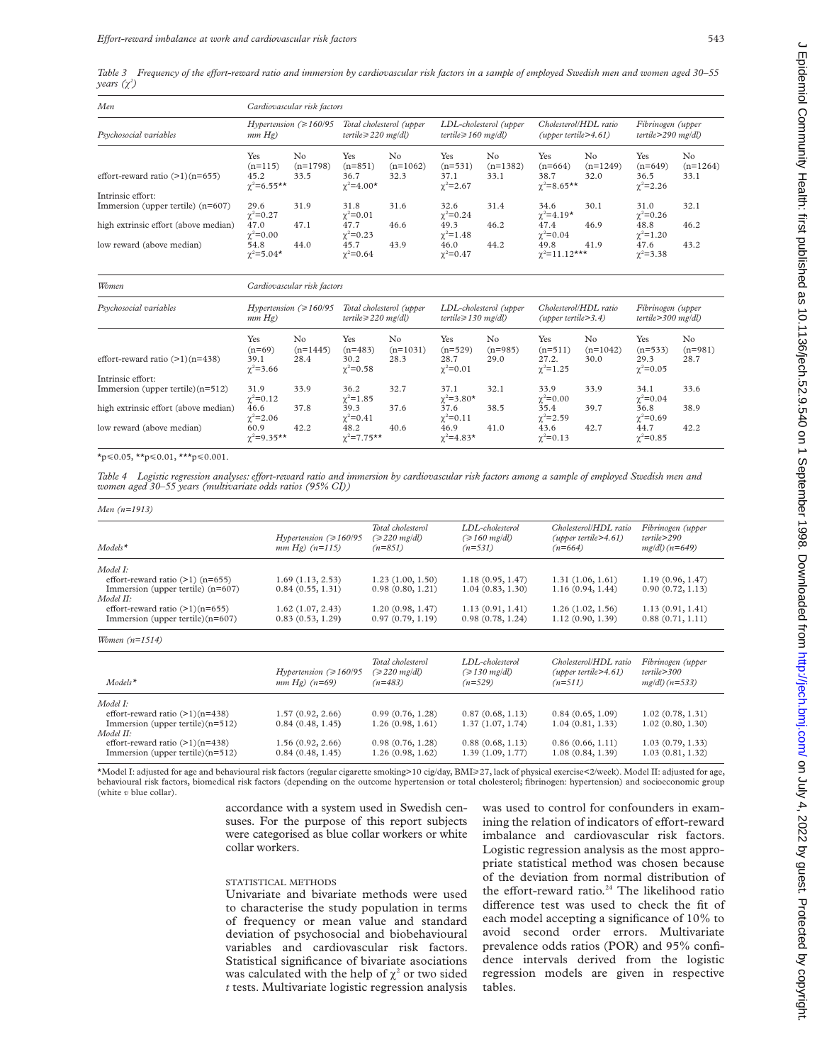*Table 3 Frequency of the effort-reward ratio and immersion by cardiovascular risk factors in a sample of employed Swedish men and women aged 30–55 years ($\chi^2$)*

| Men | Cardiovascular risk factors | | | | | | | | | |
|---|---|---|---|---|---|---|---|---|---|---|
| Psychosocial variables | Hypertension (≥160/95 mm Hg) | | Total cholesterol (upper tertile≥220 mg/dl) | | LDL-cholesterol (upper tertile≥160 mg/dl) | | Cholesterol/HDL ratio (upper tertile>4.61) | | Fibrinogen (upper tertile>290 mg/dl) | |
| | Yes (n=115) | No (n=1798) | Yes (n=851) | No (n=1062) | Yes (n=531) | No (n=1382) | Yes (n=664) | No (n=1249) | Yes (n=649) | No (n=1264) |
| effort-reward ratio (>1)(n=655) | 45.2 $\chi^2$=6.55** | 33.5 | 36.7 $\chi^2$=4.00* | 32.3 | 37.1 $\chi^2$=2.67 | 33.1 | 38.7 $\chi^2$=8.65** | 32.0 | 36.5 $\chi^2$=2.26 | 33.1 |
| Intrinsic effort: | | | | | | | | | | |
| Immersion (upper tertile) (n=607) | 29.6 $\chi^2$=0.27 | 31.9 | 31.8 $\chi^2$=0.01 | 31.6 | 32.6 $\chi^2$=0.24 | 31.4 | 34.6 $\chi^2$=4.19* | 30.1 | 31.0 $\chi^2$=0.26 | 32.1 |
| high extrinsic effort (above median) | 47.0 $\chi^2$=0.00 | 47.1 | 47.7 $\chi^2$=0.23 | 46.6 | 49.3 $\chi^2$=1.48 | 46.2 | 47.4 $\chi^2$=0.04 | 46.9 | 48.8 $\chi^2$=1.20 | 46.2 |
| low reward (above median) | 54.8 $\chi^2$=5.04* | 44.0 | 45.7 $\chi^2$=0.64 | 43.9 | 46.0 $\chi^2$=0.47 | 44.2 | 49.8 $\chi^2$=11.12*** | 41.9 | 47.6 $\chi^2$=3.38 | 43.2 |

| Women | Cardiovascular risk factors | | | | | | | | | |
|---|---|---|---|---|---|---|---|---|---|---|
| Psychosocial variables | Hypertension (≥160/95 mm Hg) | | Total cholesterol (upper tertile≥220 mg/dl) | | LDL-cholesterol (upper tertile≥130 mg/dl) | | Cholesterol/HDL ratio (upper tertile>3.4) | | Fibrinogen (upper tertile>300 mg/dl) | |
| | Yes (n=69) | No (n=1445) | Yes (n=483) | No (n=1031) | Yes (n=529) | No (n=985) | Yes (n=511) | No (n=1042) | Yes (n=533) | No (n=981) |
| effort-reward ratio (>1)(n=438) | 39.1 $\chi^2$=3.66 | 28.4 | 30.2 $\chi^2$=0.58 | 28.3 | 28.7 $\chi^2$=0.01 | 29.0 | 27.2. $\chi^2$=1.25 | 30.0 | 29.3 $\chi^2$=0.05 | 28.7 |
| Intrinsic effort: | | | | | | | | | | |
| Immersion (upper tertile)(n=512) | 31.9 $\chi^2$=0.12 | 33.9 | 36.2 $\chi^2$=1.85 | 32.7 | 37.1 $\chi^2$=3.80* | 32.1 | 33.9 $\chi^2$=0.00 | 33.9 | 34.1 $\chi^2$=0.04 | 33.6 |
| high extrinsic effort (above median) | 46.6 $\chi^2$=2.06 | 37.8 | 39.3 $\chi^2$=0.41 | 37.6 | 37.6 $\chi^2$=0.11 | 38.5 | 35.4 $\chi^2$=2.59 | 39.7 | 36.8 $\chi^2$=0.69 | 38.9 |
| low reward (above median) | 60.9 $\chi^2$=9.35** | 42.2 | 48.2 $\chi^2$=7.75** | 40.6 | 46.9 $\chi^2$=4.83* | 41.0 | 43.6 $\chi^2$=0.13 | 42.7 | 44.7 $\chi^2$=0.85 | 42.2 |

*p≤0.05, **p≤0.01, ***p≤0.001.

*Table 4 Logistic regression analyses: effort-reward ratio and immersion by cardiovascular risk factors among a sample of employed Swedish men and women aged 30–55 years (multivariate odds ratios (95% CI))*

*Men (n=1913)*

| Models* | Hypertension (≥160/95 mm Hg) (n=115) | Total cholesterol (≥220 mg/dl) (n=851) | LDL-cholesterol (≥160 mg/dl) (n=531) | Cholesterol/HDL ratio (upper tertile>4.61) (n=664) | Fibrinogen (upper tertile>290 mg/dl) (n=649) |
|---|---|---|---|---|---|
| *Model I:* | | | | | |
| effort-reward ratio (>1) (n=655) | 1.69 (1.13, 2.53) | 1.23 (1.00, 1.50) | 1.18 (0.95, 1.47) | 1.31 (1.06, 1.61) | 1.19 (0.96, 1.47) |
| Immersion (upper tertile) (n=607) | 0.84 (0.55, 1.31) | 0.98 (0.80, 1.21) | 1.04 (0.83, 1.30) | 1.16 (0.94, 1.44) | 0.90 (0.72, 1.13) |
| *Model II:* | | | | | |
| effort-reward ratio (>1)(n=655) | 1.62 (1.07, 2.43) | 1.20 (0.98, 1.47) | 1.13 (0.91, 1.41) | 1.26 (1.02, 1.56) | 1.13 (0.91, 1.41) |
| Immersion (upper tertile)(n=607) | 0.83 (0.53, 1.29) | 0.97 (0.79, 1.19) | 0.98 (0.78, 1.24) | 1.12 (0.90, 1.39) | 0.88 (0.71, 1.11) |

*Women (n=1514)*

| Models* | Hypertension (≥160/95 mm Hg) (n=69) | Total cholesterol (≥220 mg/dl) (n=483) | LDL-cholesterol (≥130 mg/dl) (n=529) | Cholesterol/HDL ratio (upper tertile>4.61) (n=511) | Fibrinogen (upper tertile>300 mg/dl) (n=533) |
|---|---|---|---|---|---|
| *Model I:* | | | | | |
| effort-reward ratio (>1)(n=438) | 1.57 (0.92, 2.66) | 0.99 (0.76, 1.28) | 0.87 (0.68, 1.13) | 0.84 (0.65, 1.09) | 1.02 (0.78, 1.31) |
| Immersion (upper tertile)(n=512) | 0.84 (0.48, 1.45) | 1.26 (0.98, 1.61) | 1.37 (1.07, 1.74) | 1.04 (0.81, 1.33) | 1.02 (0.80, 1.30) |
| *Model II:* | | | | | |
| effort-reward ratio (>1)(n=438) | 1.56 (0.92, 2.66) | 0.98 (0.76, 1.28) | 0.88 (0.68, 1.13) | 0.86 (0.66, 1.11) | 1.03 (0.79, 1.33) |
| Immersion (upper tertile)(n=512) | 0.84 (0.48, 1.45) | 1.26 (0.98, 1.62) | 1.39 (1.09, 1.77) | 1.08 (0.84, 1.39) | 1.03 (0.81, 1.32) |

*Model I: adjusted for age and behavioural risk factors (regular cigarette smoking>10 cig/day, BMI≥27, lack of physical exercise<2/week). Model II: adjusted for age, behavioural risk factors, biomedical risk factors (depending on the outcome hypertension or total cholesterol; fibrinogen: hypertension) and socioeconomic group (white *v* blue collar).

accordance with a system used in Swedish censuses. For the purpose of this report subjects were categorised as blue collar workers or white collar workers.

### STATISTICAL METHODS

Univariate and bivariate methods were used to characterise the study population in terms of frequency or mean value and standard deviation of psychosocial and biobehavioural variables and cardiovascular risk factors. Statistical significance of bivariate associations was calculated with the help of $\chi^2$ or two sided *t* tests. Multivariate logistic regression analysis was used to control for confounders in examining the relation of indicators of effort-reward imbalance and cardiovascular risk factors. Logistic regression analysis as the most appropriate statistical method was chosen because of the deviation from normal distribution of the effort-reward ratio.[24] The likelihood ratio difference test was used to check the fit of each model accepting a significance of 10% to avoid second order errors. Multivariate prevalence odds ratios (POR) and 95% confidence intervals derived from the logistic regression models are given in respective tables.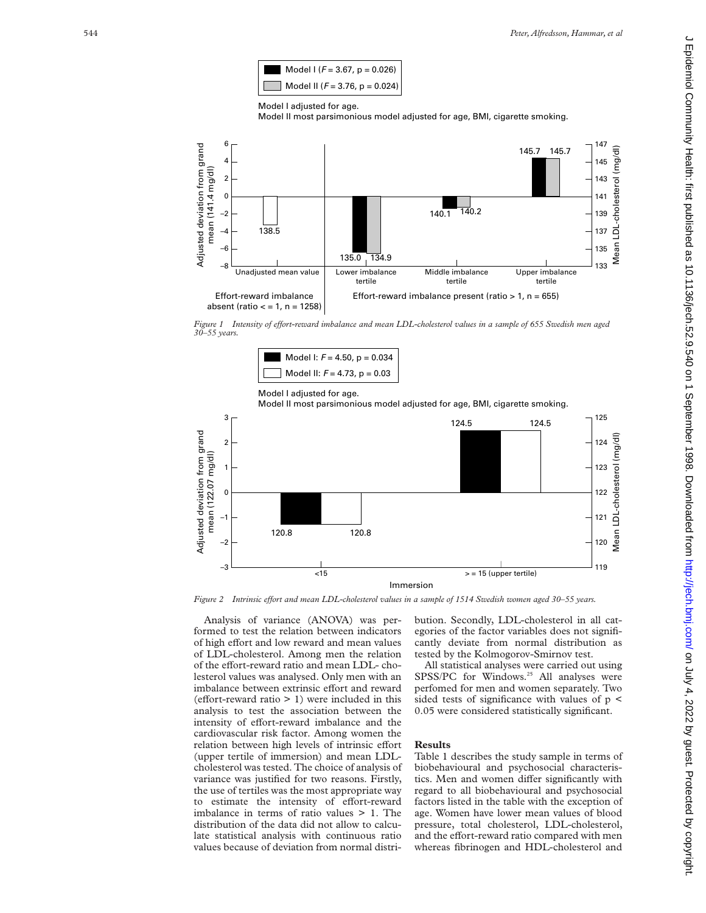Model I ($F = 3.67$, $p = 0.026$)
Model II ($F = 3.76$, $p = 0.024$)

Model I adjusted for age.
Model II most parsimonious model adjusted for age, BMI, cigarette smoking.

*Figure 1 Intensity of effort-reward imbalance and mean LDL-cholesterol values in a sample of 655 Swedish men aged 30–55 years.*

Model I: $F = 4.50$, $p = 0.034$
Model II: $F = 4.73$, $p = 0.03$

Model I adjusted for age.
Model II most parsimonious model adjusted for age, BMI, cigarette smoking.

*Figure 2 Intrinsic effort and mean LDL-cholesterol values in a sample of 1514 Swedish women aged 30–55 years.*

Analysis of variance (ANOVA) was performed to test the relation between indicators of high effort and low reward and mean values of LDL-cholesterol. Among men the relation of the effort-reward ratio and mean LDL-cholesterol values was analysed. Only men with an imbalance between extrinsic effort and reward (effort-reward ratio > 1) were included in this analysis to test the association between the intensity of effort-reward imbalance and the cardiovascular risk factor. Among women the relation between high levels of intrinsic effort (upper tertile of immersion) and mean LDL-cholesterol was tested. The choice of analysis of variance was justified for two reasons. Firstly, the use of tertiles was the most appropriate way to estimate the intensity of effort-reward imbalance in terms of ratio values > 1. The distribution of the data did not allow to calculate statistical analysis with continuous ratio values because of deviation from normal distribution. Secondly, LDL-cholesterol in all categories of the factor variables does not significantly deviate from normal distribution as tested by the Kolmogorov-Smirnov test.

All statistical analyses were carried out using SPSS/PC for Windows.[25] All analyses were perfomed for men and women separately. Two sided tests of significance with values of $p < 0.05$ were considered statistically significant.

## Results

Table 1 describes the study sample in terms of biobehavioural and psychosocial characteristics. Men and women differ significantly with regard to all biobehavioural and psychosocial factors listed in the table with the exception of age. Women have lower mean values of blood pressure, total cholesterol, LDL-cholesterol, and the effort-reward ratio compared with men whereas fibrinogen and HDL-cholesterol and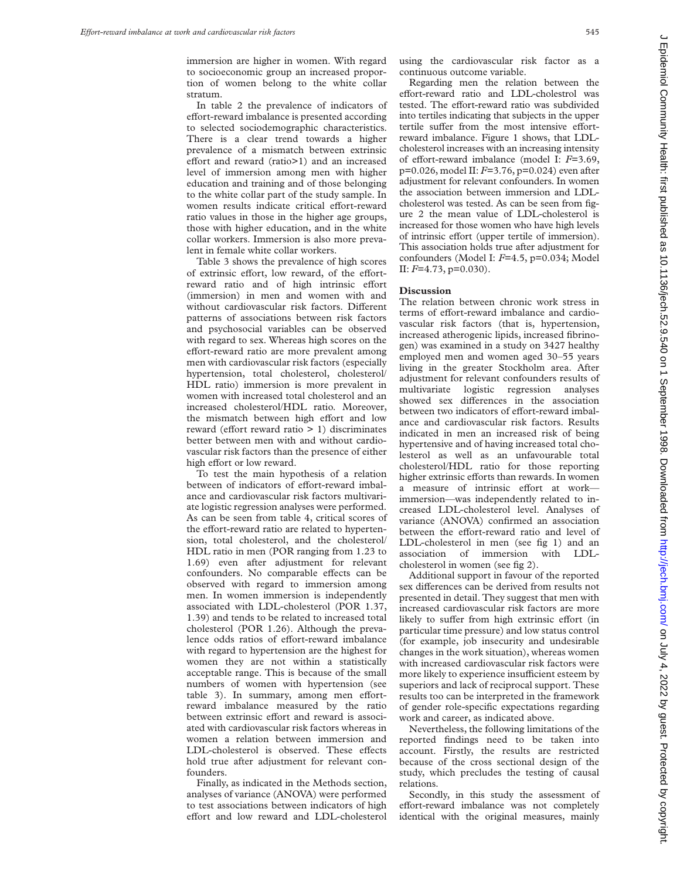immersion are higher in women. With regard to socioeconomic group an increased proportion of women belong to the white collar stratum.

In table 2 the prevalence of indicators of effort-reward imbalance is presented according to selected sociodemographic characteristics. There is a clear trend towards a higher prevalence of a mismatch between extrinsic effort and reward (ratio>1) and an increased level of immersion among men with higher education and training and of those belonging to the white collar part of the study sample. In women results indicate critical effort-reward ratio values in those in the higher age groups, those with higher education, and in the white collar workers. Immersion is also more prevalent in female white collar workers.

Table 3 shows the prevalence of high scores of extrinsic effort, low reward, of the effort-reward ratio and of high intrinsic effort (immersion) in men and women with and without cardiovascular risk factors. Different patterns of associations between risk factors and psychosocial variables can be observed with regard to sex. Whereas high scores on the effort-reward ratio are more prevalent among men with cardiovascular risk factors (especially hypertension, total cholesterol, cholesterol/HDL ratio) immersion is more prevalent in women with increased total cholesterol and an increased cholesterol/HDL ratio. Moreover, the mismatch between high effort and low reward (effort reward ratio > 1) discriminates better between men with and without cardiovascular risk factors than the presence of either high effort or low reward.

To test the main hypothesis of a relation between of indicators of effort-reward imbalance and cardiovascular risk factors multivariate logistic regression analyses were performed. As can be seen from table 4, critical scores of the effort-reward ratio are related to hypertension, total cholesterol, and the cholesterol/HDL ratio in men (POR ranging from 1.23 to 1.69) even after adjustment for relevant confounders. No comparable effects can be observed with regard to immersion among men. In women immersion is independently associated with LDL-cholesterol (POR 1.37, 1.39) and tends to be related to increased total cholesterol (POR 1.26). Although the prevalence odds ratios of effort-reward imbalance with regard to hypertension are the highest for women they are not within a statistically acceptable range. This is because of the small numbers of women with hypertension (see table 3). In summary, among men effort-reward imbalance measured by the ratio between extrinsic effort and reward is associated with cardiovascular risk factors whereas in women a relation between immersion and LDL-cholesterol is observed. These effects hold true after adjustment for relevant confounders.

Finally, as indicated in the Methods section, analyses of variance (ANOVA) were performed to test associations between indicators of high effort and low reward and LDL-cholesterol using the cardiovascular risk factor as a continuous outcome variable.

Regarding men the relation between the effort-reward ratio and LDL-cholestrol was tested. The effort-reward ratio was subdivided into tertiles indicating that subjects in the upper tertile suffer from the most intensive effort-reward imbalance. Figure 1 shows, that LDL-cholesterol increases with an increasing intensity of effort-reward imbalance (model I: $F$=3.69, p=0.026, model II: $F$=3.76, p=0.024) even after adjustment for relevant confounders. In women the association between immersion and LDL-cholesterol was tested. As can be seen from figure 2 the mean value of LDL-cholesterol is increased for those women who have high levels of intrinsic effort (upper tertile of immersion). This association holds true after adjustment for confounders (Model I: $F$=4.5, p=0.034; Model II: $F$=4.73, p=0.030).

## Discussion

The relation between chronic work stress in terms of effort-reward imbalance and cardiovascular risk factors (that is, hypertension, increased atherogenic lipids, increased fibrinogen) was examined in a study on 3427 healthy employed men and women aged 30–55 years living in the greater Stockholm area. After adjustment for relevant confounders results of multivariate logistic regression analyses showed sex differences in the association between two indicators of effort-reward imbalance and cardiovascular risk factors. Results indicated in men an increased risk of being hypertensive and of having increased total cholesterol as well as an unfavourable total cholesterol/HDL ratio for those reporting higher extrinsic efforts than rewards. In women a measure of intrinsic effort at work—immersion—was independently related to increased LDL-cholesterol level. Analyses of variance (ANOVA) confirmed an association between the effort-reward ratio and level of LDL-cholesterol in men (see fig 1) and an association of immersion with LDL-cholesterol in women (see fig 2).

Additional support in favour of the reported sex differences can be derived from results not presented in detail. They suggest that men with increased cardiovascular risk factors are more likely to suffer from high extrinsic effort (in particular time pressure) and low status control (for example, job insecurity and undesirable changes in the work situation), whereas women with increased cardiovascular risk factors were more likely to experience insufficient esteem by superiors and lack of reciprocal support. These results too can be interpreted in the framework of gender role-specific expectations regarding work and career, as indicated above.

Nevertheless, the following limitations of the reported findings need to be taken into account. Firstly, the results are restricted because of the cross sectional design of the study, which precludes the testing of causal relations.

Secondly, in this study the assessment of effort-reward imbalance was not completely identical with the original measures, mainly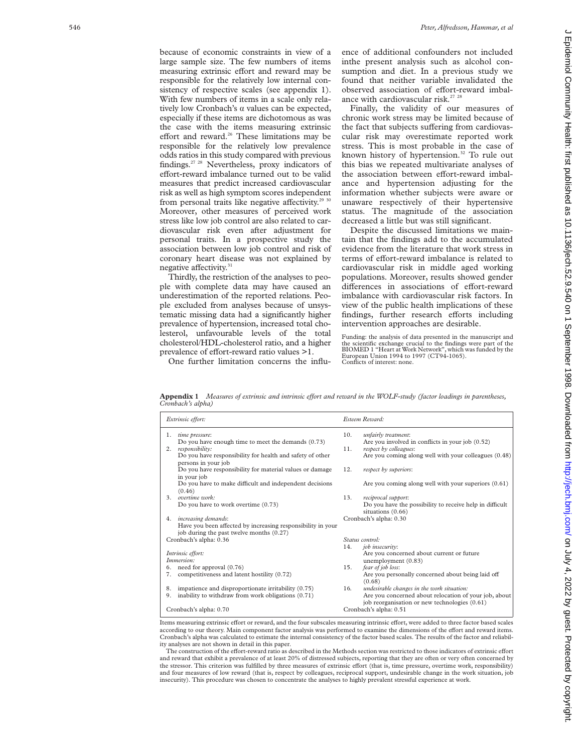because of economic constraints in view of a large sample size. The few numbers of items measuring extrinsic effort and reward may be responsible for the relatively low internal consistency of respective scales (see appendix 1). With few numbers of items in a scale only relatively low Cronbach's α values can be expected, especially if these items are dichotomous as was the case with the items measuring extrinsic effort and reward.[26] These limitations may be responsible for the relatively low prevalence odds ratios in this study compared with previous findings.[27 28] Nevertheless, proxy indicators of effort-reward imbalance turned out to be valid measures that predict increased cardiovascular risk as well as high symptom scores independent from personal traits like negative affectivity.[29 30] Moreover, other measures of perceived work stress like low job control are also related to cardiovascular risk even after adjustment for personal traits. In a prospective study the association between low job control and risk of coronary heart disease was not explained by negative affectivity.[31]

Thirdly, the restriction of the analyses to people with complete data may have caused an underestimation of the reported relations. People excluded from analyses because of unsystematic missing data had a significantly higher prevalence of hypertension, increased total cholesterol, unfavourable levels of the total cholesterol/HDL-cholesterol ratio, and a higher prevalence of effort-reward ratio values >1.

One further limitation concerns the influence of additional confounders not included inthe present analysis such as alcohol consumption and diet. In a previous study we found that neither variable invalidated the observed association of effort-reward imbalance with cardiovascular risk.[27 28]

Finally, the validity of our measures of chronic work stress may be limited because of the fact that subjects suffering from cardiovascular risk may overestimate reported work stress. This is most probable in the case of known history of hypertension.[32] To rule out this bias we repeated multivariate analyses of the association between effort-reward imbalance and hypertension adjusting for the information whether subjects were aware or unaware respectively of their hypertensive status. The magnitude of the association decreased a little but was still significant.

Despite the discussed limitations we maintain that the findings add to the accumulated evidence from the literature that work stress in terms of effort-reward imbalance is related to cardiovascular risk in middle aged working populations. Moreover, results showed gender differences in associations of effort-reward imbalance with cardiovascular risk factors. In view of the public health implications of these findings, further research efforts including intervention approaches are desirable.

Funding: the analysis of data presented in the manuscript and the scientific exchange crucial to the findings were part of the BIOMED 1 "Heart at Work Network", which was funded by the European Union 1994 to 1997 (CT94-1065).
Conflicts of interest: none.

**Appendix 1** *Measures of extrinsic and intrinsic effort and reward in the WOLF-study (factor loadings in parentheses, Cronbach's alpha)*

| *Extrinsic effort:* | *Esteem Reward:* |
|---|---|
| 1. *time pressure*: Do you have enough time to meet the demands (0.73) | 10. *unfairly treatment*: Are you involved in conflicts in your job (0.52) |
| 2. *responsibility:* Do you have responsibility for health and safety of other persons in your job | 11. *respect by colleagues*: Are you coming along well with your colleagues (0.48) |
| Do you have responsibility for material values or damage in your job | 12. *respect by superiors*: |
| Do you have to make difficult and independent decisions (0.46) | Are you coming along well with your superiors (0.61) |
| 3. *overtime work:* Do you have to work overtime (0.73) | 13. *reciprocal support*: Do you have the possibility to receive help in difficult situations (0.66) |
| 4. *increasing demands*: Have you been affected by increasing responsibility in your job during the past twelve months (0.27) | Cronbach's alpha: 0.30 |
| Cronbach's alpha: 0.36 | *Status control:* |
| *Intrinsic effort:* | 14. *job insecurity*: Are you concerned about current or future unemployment (0.83) |
| *Immersion:* | |
| 6. need for approval (0.76) | 15. *fear of job loss*: Are you personally concerned about being laid off (0.68) |
| 7. competitiveness and latent hostility (0.72) | |
| 8. impatience and disproportionate irritability (0.75) | 16. *undesirable changes in the work situation:* Are you concerned about relocation of your job, about job reorganisation or new technologies (0.61) |
| 9. inability to withdraw from work obligations (0.71) | |
| Cronbach's alpha: 0.70 | Cronbach's alpha: 0.51 |

Items measuring extrinsic effort or reward, and the four subscales measuring intrinsic effort, were added to three factor based scales according to our theory. Main component factor analysis was performed to examine the dimensions of the effort and reward items. Cronbach's alpha was calculated to estimate the internal consistency of the factor based scales. The results of the factor and reliability analyses are not shown in detail in this paper.

The construction of the effort-reward ratio as described in the Methods section was restricted to those indicators of extrinsic effort and reward that exhibit a prevalence of at least 20% of distressed subjects, reporting that they are often or very often concerned by the stressor. This criterion was fulfilled by three measures of extrinsic effort (that is, time pressure, overtime work, responsibility) and four measures of low reward (that is, respect by colleagues, reciprocal support, undesirable change in the work situation, job insecurity). This procedure was chosen to concentrate the analyses to highly prevalent stressful experience at work.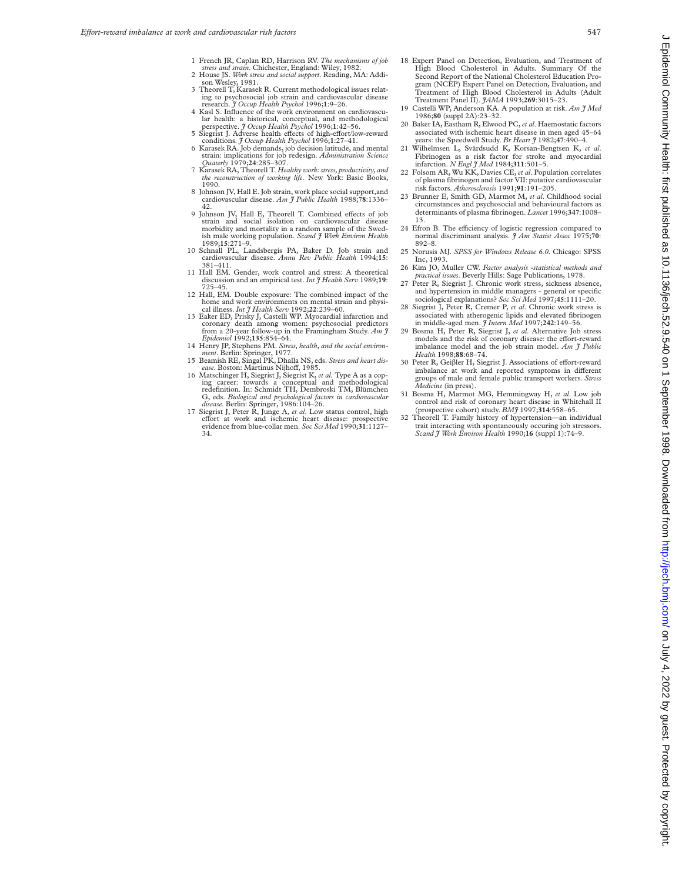1 French JR, Caplan RD, Harrison RV. *The mechanisms of job stress and strain*. Chichester, England: Wiley, 1982.

2 House JS. *Work stress and social support*. Reading, MA: Addison Wesley, 1981.

3 Theorell T, Karasek R. Current methodological issues relating to psychosocial job strain and cardiovascular disease research. *J Occup Health Psychol* 1996;**1**:9–26.

4 Kasl S. Influence of the work environment on cardiovascular health: a historical, conceptual, and methodological perspective. *J Occup Health Psychol* 1996;**1**:42–56.

5 Siegrist J. Adverse health effects of high-effort/low-reward conditions. *J Occup Health Psychol* 1996;**1**:27–41.

6 Karasek RA. Job demands, job decision latitude, and mental strain: implications for job redesign. *Administration Science Quaterly* 1979;**24**:285–307.

7 Karasek RA, Theorell T. *Healthy work: stress, productivity, and the reconstruction of working life*. New York: Basic Books, 1990.

8 Johnson JV, Hall E. Job strain, work place social support,and cardiovascular disease. *Am J Public Health* 1988;**78**:1336–42.

9 Johnson JV, Hall E, Theorell T. Combined effects of job strain and social isolation on cardiovascular disease morbidity and mortality in a random sample of the Swedish male working population. *Scand J Work Environ Health* 1989;**15**:271–9.

10 Schnall PL, Landsbergis PA, Baker D. Job strain and cardiovascular disease. *Annu Rev Public Health* 1994;**15**: 381–411.

11 Hall EM. Gender, work control and stress: A theoretical discussion and an empirical test. *Int J Health Serv* 1989;**19**: 725–45.

12 Hall, EM. Double exposure: The combined impact of the home and work environments on mental strain and physical illness. *Int J Health Serv* 1992;**22**:239–60.

13 Eaker ED, Prisky J, Castelli WP. Myocardial infarction and coronary death among women: psychosocial predictors from a 20-year follow-up in the Framingham Study. *Am J Epidemiol* 1992;**135**:854–64.

14 Henry JP, Stephens PM. *Stress, health, and the social environment*. Berlin: Springer, 1977.

15 Beamish RE, Singal PK, Dhalla NS, eds. *Stress and heart disease*. Boston: Martinus Nijhoff, 1985.

16 Matschinger H, Siegrist J, Siegrist K, *et al*. Type A as a coping career: towards a conceptual and methodological redefinition. In: Schmidt TH, Dembroski TM, Blümchen G, eds. *Biological and psychological factors in cardiovascular disease*. Berlin: Springer, 1986:104–26.

17 Siegrist J, Peter R, Junge A, *et al*. Low status control, high effort at work and ischemic heart disease: prospective evidence from blue-collar men. *Soc Sci Med* 1990;**31**:1127–34.

18 Expert Panel on Detection, Evaluation, and Treatment of High Blood Cholesterol in Adults. Summary Of the Second Report of the National Cholesterol Education Program (NCEP) Expert Panel on Detection, Evaluation, and Treatment of High Blood Cholesterol in Adults (Adult Treatment Panel II). *JAMA* 1993;**269**:3015–23.

19 Castelli WP, Anderson KA. A population at risk. *Am J Med* 1986;**80** (suppl 2A):23–32.

20 Baker IA, Eastham R, Elwood PC, *et al*. Haemostatic factors associated with ischemic heart disease in men aged 45–64 years: the Speedwell Study. *Br Heart J* 1982;**47**:490–4.

21 Wilhelmsen L, Svärdsudd K, Korsan-Bengtsen K, *et al*. Fibrinogen as a risk factor for stroke and myocardial infarction. *N Engl J Med* 1984;**311**:501–5.

22 Folsom AR, Wu KK, Davies CE, *et al*. Population correlates of plasma fibrinogen and factor VII: putative cardiovascular risk factors. *Atherosclerosis* 1991;**91**:191–205.

23 Brunner E, Smith GD, Marmot M, *et al*. Childhood social circumstances and psychosocial and behavioural factors as determinants of plasma fibrinogen. *Lancet* 1996;**347**:1008–13.

24 Efron B. The efficiency of logistic regression compared to normal discriminant analysis. *J Am Statist Assoc* 1975;**70**: 892–8.

25 Norusis MJ. *SPSS for Windows Release 6.0*. Chicago: SPSS Inc, 1993.

26 Kim JO, Muller CW. *Factor analysis -statistical methods and practical issues*. Beverly Hills: Sage Publications, 1978.

27 Peter R, Siegrist J. Chronic work stress, sickness absence, and hypertension in middle managers - general or specific sociological explanations? *Soc Sci Med* 1997;**45**:1111–20.

28 Siegrist J, Peter R, Cremer P, *et al*. Chronic work stress is associated with atherogenic lipids and elevated fibrinogen in middle-aged men. *J Intern Med* 1997;**242**:149–56.

29 Bosma H, Peter R, Siegrist J, *et al*. Alternative Job stress models and the risk of coronary disease: the effort-reward imbalance model and the job strain model. *Am J Public Health* 1998;**88**:68–74.

30 Peter R, Geißler H, Siegrist J. Associations of effort-reward imbalance at work and reported symptoms in different groups of male and female public transport workers. *Stress Medicine* (in press).

31 Bosma H, Marmot MG, Hemmingway H, *et al*. Low job control and risk of coronary heart disease in Whitehall II (prospective cohort) study. *BMJ* 1997;**314**:558–65.

32 Theorell T. Family history of hypertension—an individual trait interacting with spontaneously occuring job stressors. *Scand J Work Environ Health* 1990;**16** (suppl 1):74–9.